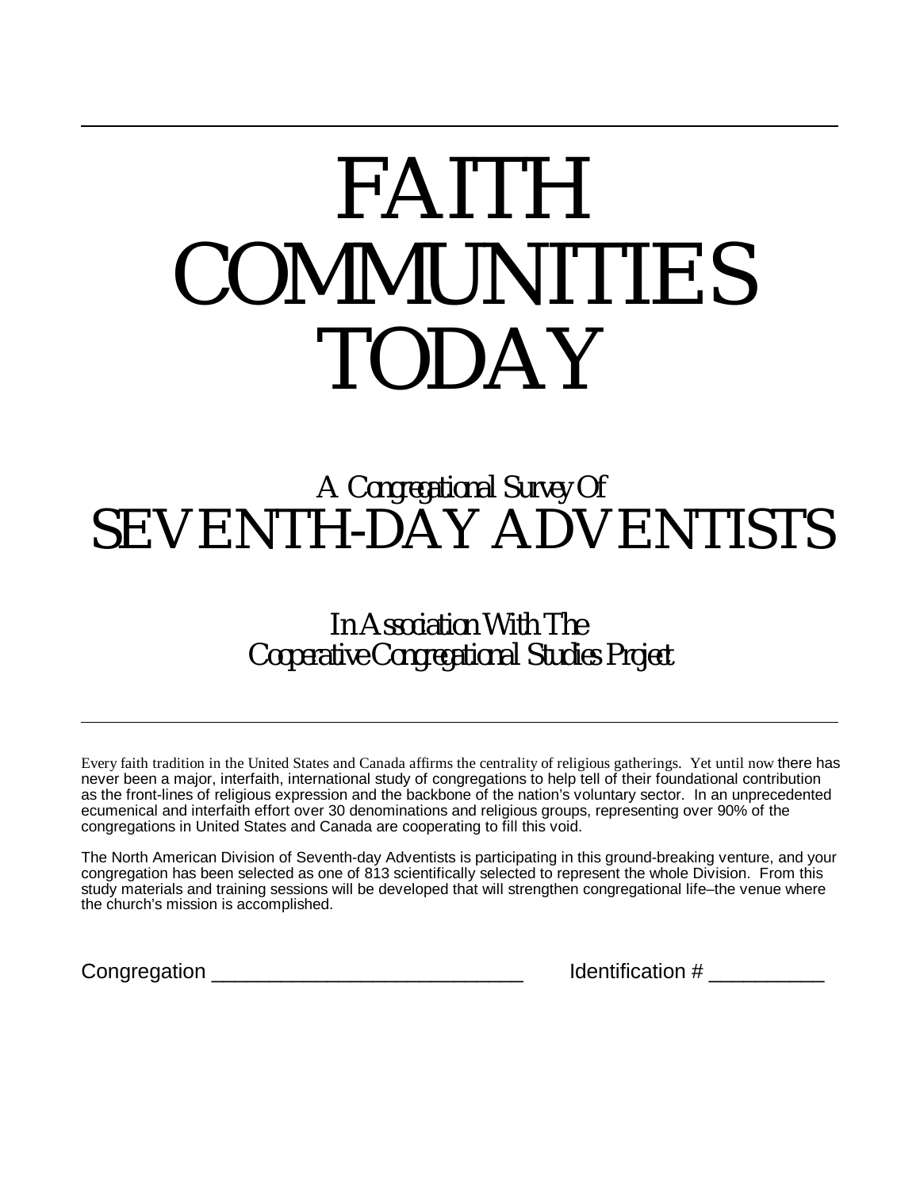# FAITH COMMUNITIES TODAY

## *A Congregational Survey Of*
## SEVENTH-DAY ADVENTISTS

### *In Association With The Cooperative Congregational Studies Project*

---

Every faith tradition in the United States and Canada affirms the centrality of religious gatherings. Yet until now there has never been a major, interfaith, international study of congregations to help tell of their foundational contribution as the front-lines of religious expression and the backbone of the nation's voluntary sector. In an unprecedented ecumenical and interfaith effort over 30 denominations and religious groups, representing over 90% of the congregations in United States and Canada are cooperating to fill this void.

The North American Division of Seventh-day Adventists is participating in this ground-breaking venture, and your congregation has been selected as one of 813 scientifically selected to represent the whole Division. From this study materials and training sessions will be developed that will strengthen congregational life–the venue where the church's mission is accomplished.

Congregation ____________________________ Identification # __________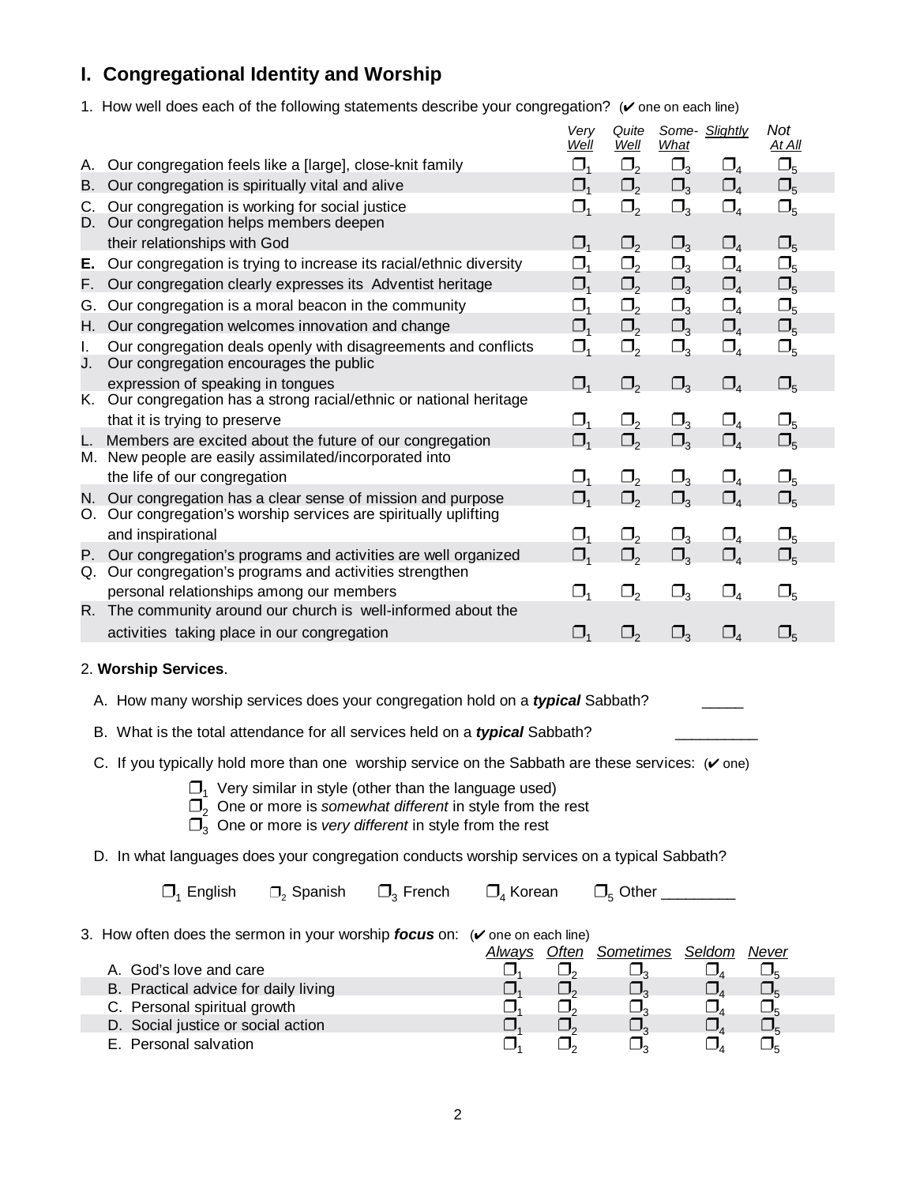## I. Congregational Identity and Worship

1. How well does each of the following statements describe your congregation? (✔ one on each line)

| | Very Well | Quite Well | Some-What | Slightly | Not At All |
|---|---|---|---|---|---|
| A. Our congregation feels like a [large], close-knit family | ❐1 | ❐2 | ❐3 | ❐4 | ❐5 |
| B. Our congregation is spiritually vital and alive | ❐1 | ❐2 | ❐3 | ❐4 | ❐5 |
| C. Our congregation is working for social justice | ❐1 | ❐2 | ❐3 | ❐4 | ❐5 |
| D. Our congregation helps members deepen their relationships with God | ❐1 | ❐2 | ❐3 | ❐4 | ❐5 |
| **E.** Our congregation is trying to increase its racial/ethnic diversity | ❐1 | ❐2 | ❐3 | ❐4 | ❐5 |
| F. Our congregation clearly expresses its Adventist heritage | ❐1 | ❐2 | ❐3 | ❐4 | ❐5 |
| G. Our congregation is a moral beacon in the community | ❐1 | ❐2 | ❐3 | ❐4 | ❐5 |
| H. Our congregation welcomes innovation and change | ❐1 | ❐2 | ❐3 | ❐4 | ❐5 |
| I. Our congregation deals openly with disagreements and conflicts | ❐1 | ❐2 | ❐3 | ❐4 | ❐5 |
| J. Our congregation encourages the public expression of speaking in tongues | ❐1 | ❐2 | ❐3 | ❐4 | ❐5 |
| K. Our congregation has a strong racial/ethnic or national heritage that it is trying to preserve | ❐1 | ❐2 | ❐3 | ❐4 | ❐5 |
| L. Members are excited about the future of our congregation | ❐1 | ❐2 | ❐3 | ❐4 | ❐5 |
| M. New people are easily assimilated/incorporated into the life of our congregation | ❐1 | ❐2 | ❐3 | ❐4 | ❐5 |
| N. Our congregation has a clear sense of mission and purpose | ❐1 | ❐2 | ❐3 | ❐4 | ❐5 |
| O. Our congregation's worship services are spiritually uplifting and inspirational | ❐1 | ❐2 | ❐3 | ❐4 | ❐5 |
| P. Our congregation's programs and activities are well organized | ❐1 | ❐2 | ❐3 | ❐4 | ❐5 |
| Q. Our congregation's programs and activities strengthen personal relationships among our members | ❐1 | ❐2 | ❐3 | ❐4 | ❐5 |
| R. The community around our church is well-informed about the activities taking place in our congregation | ❐1 | ❐2 | ❐3 | ❐4 | ❐5 |

2. **Worship Services**.

A. How many worship services does your congregation hold on a ***typical*** Sabbath? _____

B. What is the total attendance for all services held on a ***typical*** Sabbath? __________

C. If you typically hold more than one worship service on the Sabbath are these services: (✔ one)

- ❐1 Very similar in style (other than the language used)
- ❐2 One or more is *somewhat different* in style from the rest
- ❐3 One or more is *very different* in style from the rest

D. In what languages does your congregation conducts worship services on a typical Sabbath?

❐1 English ❐2 Spanish ❐3 French ❐4 Korean ❐5 Other _________

3. How often does the sermon in your worship ***focus*** on: (✔ one on each line)

| | Always | Often | Sometimes | Seldom | Never |
|---|---|---|---|---|---|
| A. God's love and care | ❐1 | ❐2 | ❐3 | ❐4 | ❐5 |
| B. Practical advice for daily living | ❐1 | ❐2 | ❐3 | ❐4 | ❐5 |
| C. Personal spiritual growth | ❐1 | ❐2 | ❐3 | ❐4 | ❐5 |
| D. Social justice or social action | ❐1 | ❐2 | ❐3 | ❐4 | ❐5 |
| E. Personal salvation | ❐1 | ❐2 | ❐3 | ❐4 | ❐5 |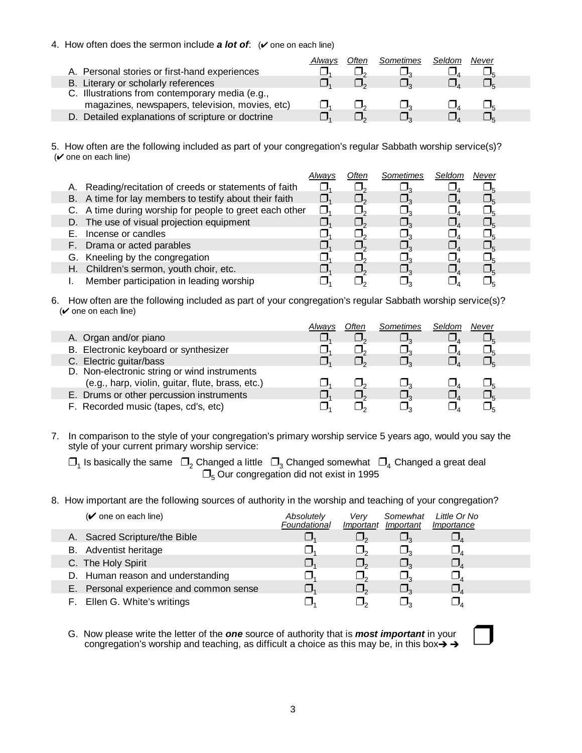4. How often does the sermon include ***a lot of***: (✔ one on each line)

| | *Always* | *Often* | *Sometimes* | *Seldom* | *Never* |
|---|---|---|---|---|---|
| A. Personal stories or first-hand experiences | ❐1 | ❐2 | ❐3 | ❐4 | ❐5 |
| B. Literary or scholarly references | ❐1 | ❐2 | ❐3 | ❐4 | ❐5 |
| C. Illustrations from contemporary media (e.g., magazines, newspapers, television, movies, etc) | ❐1 | ❐2 | ❐3 | ❐4 | ❐5 |
| D. Detailed explanations of scripture or doctrine | ❐1 | ❐2 | ❐3 | ❐4 | ❐5 |

5. How often are the following included as part of your congregation's regular Sabbath worship service(s)? (✔ one on each line)

| | *Always* | *Often* | *Sometimes* | *Seldom* | *Never* |
|---|---|---|---|---|---|
| A. Reading/recitation of creeds or statements of faith | ❐1 | ❐2 | ❐3 | ❐4 | ❐5 |
| B. A time for lay members to testify about their faith | ❐1 | ❐2 | ❐3 | ❐4 | ❐5 |
| C. A time during worship for people to greet each other | ❐1 | ❐2 | ❐3 | ❐4 | ❐5 |
| D. The use of visual projection equipment | ❐1 | ❐2 | ❐3 | ❐4 | ❐5 |
| E. Incense or candles | ❐1 | ❐2 | ❐3 | ❐4 | ❐5 |
| F. Drama or acted parables | ❐1 | ❐2 | ❐3 | ❐4 | ❐5 |
| G. Kneeling by the congregation | ❐1 | ❐2 | ❐3 | ❐4 | ❐5 |
| H. Children's sermon, youth choir, etc. | ❐1 | ❐2 | ❐3 | ❐4 | ❐5 |
| I. Member participation in leading worship | ❐1 | ❐2 | ❐3 | ❐4 | ❐5 |

6. How often are the following included as part of your congregation's regular Sabbath worship service(s)? (✔ one on each line)

| | *Always* | *Often* | *Sometimes* | *Seldom* | *Never* |
|---|---|---|---|---|---|
| A. Organ and/or piano | ❐1 | ❐2 | ❐3 | ❐4 | ❐5 |
| B. Electronic keyboard or synthesizer | ❐1 | ❐2 | ❐3 | ❐4 | ❐5 |
| C. Electric guitar/bass | ❐1 | ❐2 | ❐3 | ❐4 | ❐5 |
| D. Non-electronic string or wind instruments (e.g., harp, violin, guitar, flute, brass, etc.) | ❐1 | ❐2 | ❐3 | ❐4 | ❐5 |
| E. Drums or other percussion instruments | ❐1 | ❐2 | ❐3 | ❐4 | ❐5 |
| F. Recorded music (tapes, cd's, etc) | ❐1 | ❐2 | ❐3 | ❐4 | ❐5 |

7. In comparison to the style of your congregation's primary worship service 5 years ago, would you say the style of your current primary worship service:

❐1 Is basically the same ❐2 Changed a little ❐3 Changed somewhat ❐4 Changed a great deal
❐5 Our congregation did not exist in 1995

8. How important are the following sources of authority in the worship and teaching of your congregation?

| (✔ one on each line) | *Absolutely Foundational* | *Very Important* | *Somewhat Important* | *Little Or No Importance* |
|---|---|---|---|---|
| A. Sacred Scripture/the Bible | ❐1 | ❐2 | ❐3 | ❐4 |
| B. Adventist heritage | ❐1 | ❐2 | ❐3 | ❐4 |
| C. The Holy Spirit | ❐1 | ❐2 | ❐3 | ❐4 |
| D. Human reason and understanding | ❐1 | ❐2 | ❐3 | ❐4 |
| E. Personal experience and common sense | ❐1 | ❐2 | ❐3 | ❐4 |
| F. Ellen G. White's writings | ❐1 | ❐2 | ❐3 | ❐4 |

G. Now please write the letter of the ***one*** source of authority that is ***most important*** in your congregation's worship and teaching, as difficult a choice as this may be, in this box➔ ➔ ❐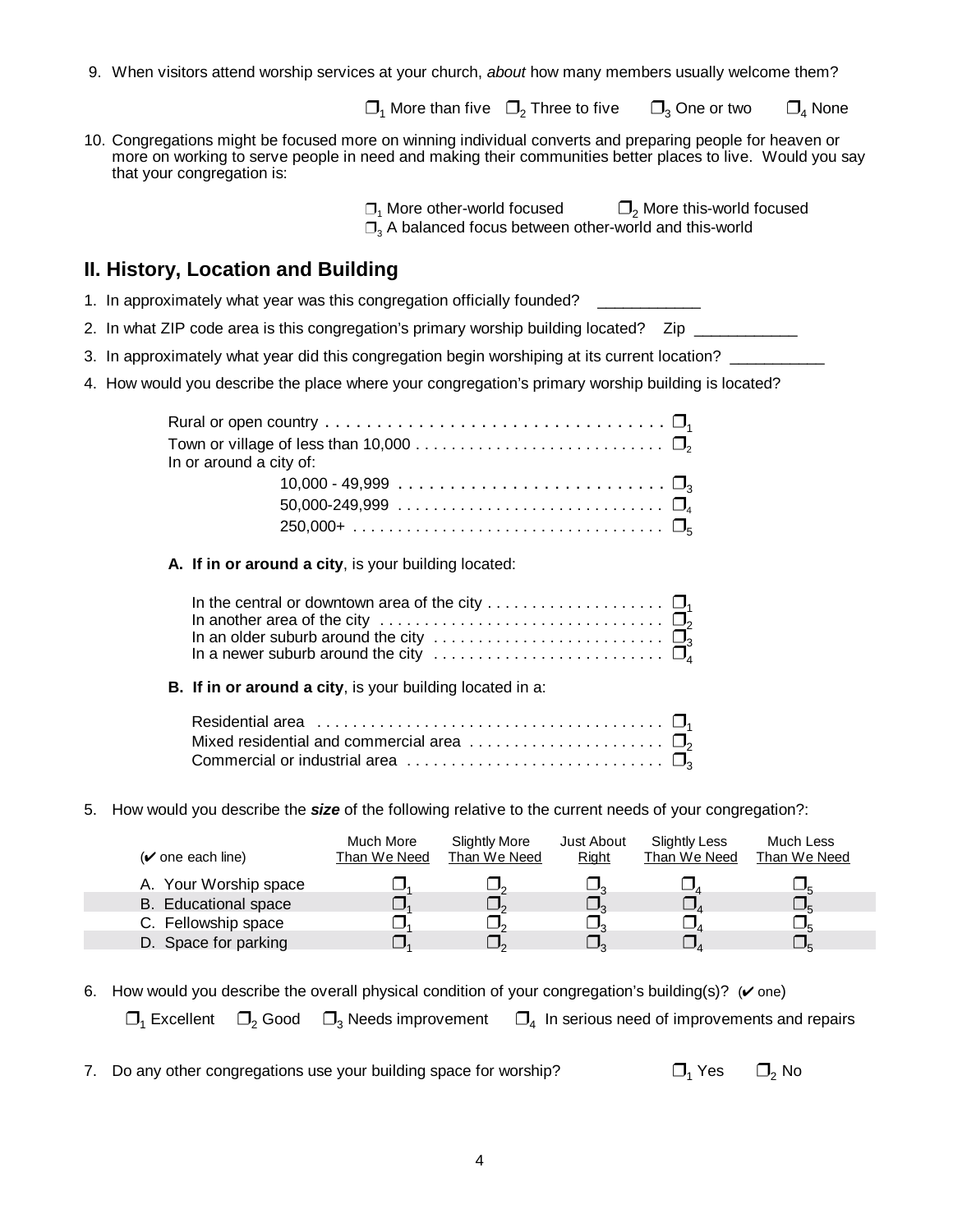9. When visitors attend worship services at your church, *about* how many members usually welcome them?

❒$_1$ More than five ❒$_2$ Three to five ❒$_3$ One or two ❒$_4$ None

10. Congregations might be focused more on winning individual converts and preparing people for heaven or more on working to serve people in need and making their communities better places to live. Would you say that your congregation is:

❒$_1$ More other-world focused ❒$_2$ More this-world focused
❒$_3$ A balanced focus between other-world and this-world

## II. History, Location and Building

1. In approximately what year was this congregation officially founded? ___________
2. In what ZIP code area is this congregation's primary worship building located? Zip ___________
3. In approximately what year did this congregation begin worshiping at its current location? ___________
4. How would you describe the place where your congregation's primary worship building is located?

Rural or open country . . . . . . . . . . . . . . . . . . . . . . . . . . . . . . . . . ❒$_1$
Town or village of less than 10,000 . . . . . . . . . . . . . . . . . . . . . . . . . . . ❒$_2$
In or around a city of:
 10,000 - 49,999 . . . . . . . . . . . . . . . . . . . . . . . . . . ❒$_3$
 50,000-249,999 . . . . . . . . . . . . . . . . . . . . . . . . . . . . ❒$_4$
 250,000+ . . . . . . . . . . . . . . . . . . . . . . . . . . . . . . . . . ❒$_5$

**A. If in or around a city**, is your building located:

In the central or downtown area of the city . . . . . . . . . . . . . . . . . . . ❒$_1$
In another area of the city . . . . . . . . . . . . . . . . . . . . . . . . . . . . . . . ❒$_2$
In an older suburb around the city . . . . . . . . . . . . . . . . . . . . . . . . . ❒$_3$
In a newer suburb around the city . . . . . . . . . . . . . . . . . . . . . . . . . ❒$_4$

**B. If in or around a city**, is your building located in a:

Residential area . . . . . . . . . . . . . . . . . . . . . . . . . . . . . . . . . . . . . . ❒$_1$
Mixed residential and commercial area . . . . . . . . . . . . . . . . . . . . . ❒$_2$
Commercial or industrial area . . . . . . . . . . . . . . . . . . . . . . . . . . . . ❒$_3$

5. How would you describe the ***size*** of the following relative to the current needs of your congregation?:

| (✔ one each line) | Much More Than We Need | Slightly More Than We Need | Just About Right | Slightly Less Than We Need | Much Less Than We Need |
|---|---|---|---|---|---|
| A. Your Worship space | ❒$_1$ | ❒$_2$ | ❒$_3$ | ❒$_4$ | ❒$_5$ |
| B. Educational space | ❒$_1$ | ❒$_2$ | ❒$_3$ | ❒$_4$ | ❒$_5$ |
| C. Fellowship space | ❒$_1$ | ❒$_2$ | ❒$_3$ | ❒$_4$ | ❒$_5$ |
| D. Space for parking | ❒$_1$ | ❒$_2$ | ❒$_3$ | ❒$_4$ | ❒$_5$ |

6. How would you describe the overall physical condition of your congregation's building(s)? (✔ one)

❒$_1$ Excellent ❒$_2$ Good ❒$_3$ Needs improvement ❒$_4$ In serious need of improvements and repairs

7. Do any other congregations use your building space for worship? ❒$_1$ Yes ❒$_2$ No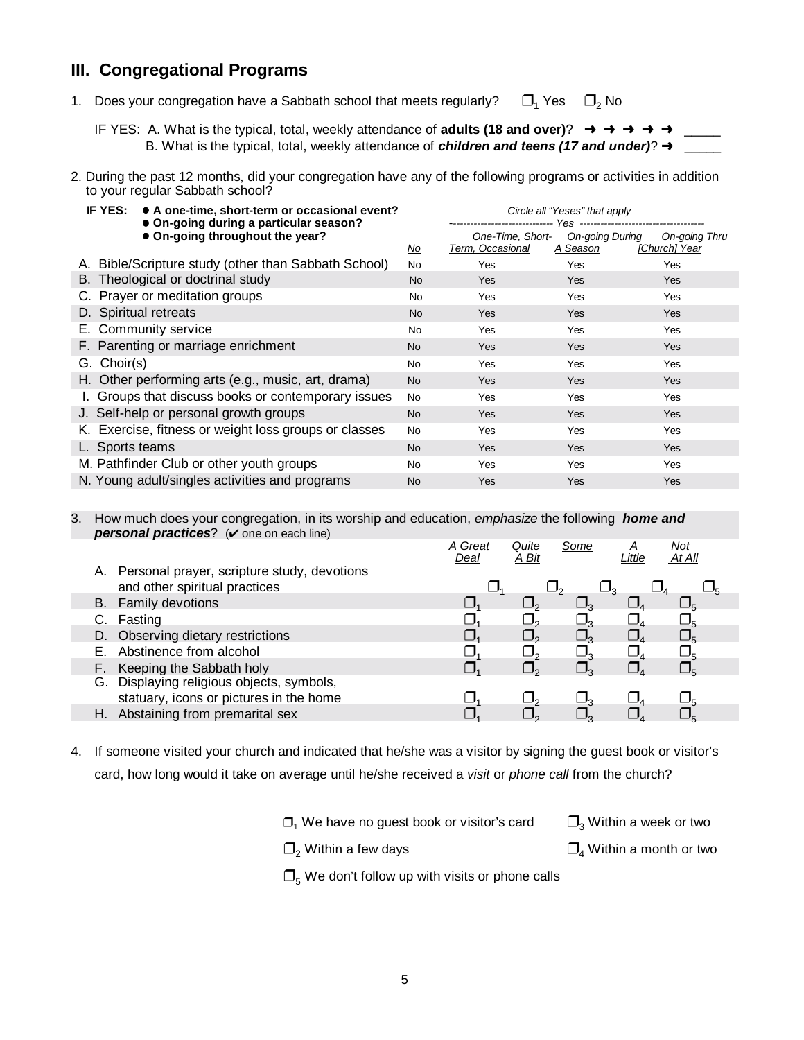## III. Congregational Programs

1. Does your congregation have a Sabbath school that meets regularly? ❐1 Yes ❐2 No

   IF YES: A. What is the typical, total, weekly attendance of **adults (18 and over)**? ➜ ➜ ➜ ➜ ➜ _____

   B. What is the typical, total, weekly attendance of ***children and teens (17 and under)***? ➜ _____

2. During the past 12 months, did your congregation have any of the following programs or activities in addition to your regular Sabbath school?

**IF YES:**
- **A one-time, short-term or occasional event?**
- **On-going during a particular season?**
- **On-going throughout the year?**

*Circle all "Yeses" that apply*

| | | Yes | | |
|---|---|---|---|---|
| | *No* | *One-Time, Short-Term, Occasional* | *On-going During A Season* | *On-going Thru [Church] Year* |
| A. Bible/Scripture study (other than Sabbath School) | No | Yes | Yes | Yes |
| B. Theological or doctrinal study | No | Yes | Yes | Yes |
| C. Prayer or meditation groups | No | Yes | Yes | Yes |
| D. Spiritual retreats | No | Yes | Yes | Yes |
| E. Community service | No | Yes | Yes | Yes |
| F. Parenting or marriage enrichment | No | Yes | Yes | Yes |
| G. Choir(s) | No | Yes | Yes | Yes |
| H. Other performing arts (e.g., music, art, drama) | No | Yes | Yes | Yes |
| I. Groups that discuss books or contemporary issues | No | Yes | Yes | Yes |
| J. Self-help or personal growth groups | No | Yes | Yes | Yes |
| K. Exercise, fitness or weight loss groups or classes | No | Yes | Yes | Yes |
| L. Sports teams | No | Yes | Yes | Yes |
| M. Pathfinder Club or other youth groups | No | Yes | Yes | Yes |
| N. Young adult/singles activities and programs | No | Yes | Yes | Yes |

3. How much does your congregation, in its worship and education, *emphasize* the following ***home and personal practices***? (✔ one on each line)

| | *A Great Deal* | *Quite A Bit* | *Some* | *A Little* | *Not At All* |
|---|---|---|---|---|---|
| A. Personal prayer, scripture study, devotions and other spiritual practices | ❐1 | ❐2 | ❐3 | ❐4 | ❐5 |
| B. Family devotions | ❐1 | ❐2 | ❐3 | ❐4 | ❐5 |
| C. Fasting | ❐1 | ❐2 | ❐3 | ❐4 | ❐5 |
| D. Observing dietary restrictions | ❐1 | ❐2 | ❐3 | ❐4 | ❐5 |
| E. Abstinence from alcohol | ❐1 | ❐2 | ❐3 | ❐4 | ❐5 |
| F. Keeping the Sabbath holy | ❐1 | ❐2 | ❐3 | ❐4 | ❐5 |
| G. Displaying religious objects, symbols, statuary, icons or pictures in the home | ❐1 | ❐2 | ❐3 | ❐4 | ❐5 |
| H. Abstaining from premarital sex | ❐1 | ❐2 | ❐3 | ❐4 | ❐5 |

4. If someone visited your church and indicated that he/she was a visitor by signing the guest book or visitor's card, how long would it take on average until he/she received a *visit* or *phone call* from the church?

   ❐1 We have no guest book or visitor's card
   ❐2 Within a few days
   ❐3 Within a week or two
   ❐4 Within a month or two
   ❐5 We don't follow up with visits or phone calls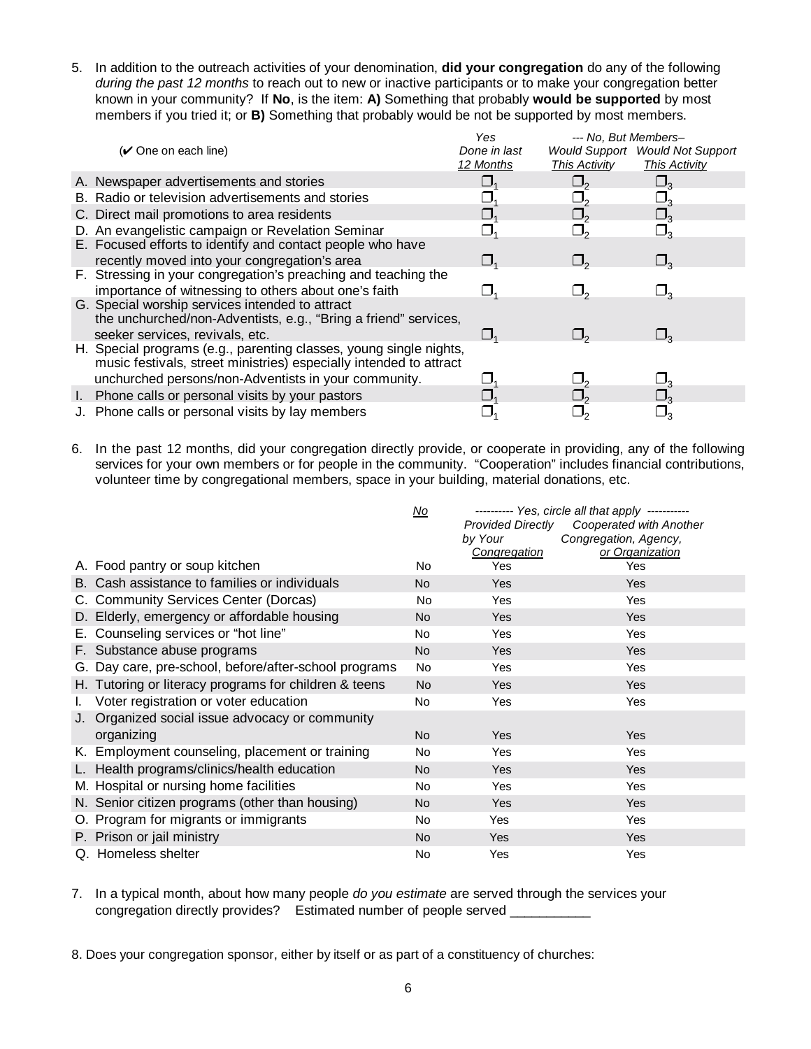5. In addition to the outreach activities of your denomination, **did your congregation** do any of the following *during the past 12 months* to reach out to new or inactive participants or to make your congregation better known in your community? If **No**, is the item: **A)** Something that probably **would be supported** by most members if you tried it; or **B)** Something that probably would be not be supported by most members.

| (✔ One on each line) | *Yes Done in last 12 Months* | *--- No, But Members– Would Support This Activity* | *Would Not Support This Activity* |
|---|---|---|---|
| A. Newspaper advertisements and stories | ❒ 1 | ❒ 2 | ❒ 3 |
| B. Radio or television advertisements and stories | ❒ 1 | ❒ 2 | ❒ 3 |
| C. Direct mail promotions to area residents | ❒ 1 | ❒ 2 | ❒ 3 |
| D. An evangelistic campaign or Revelation Seminar | ❒ 1 | ❒ 2 | ❒ 3 |
| E. Focused efforts to identify and contact people who have recently moved into your congregation's area | ❒ 1 | ❒ 2 | ❒ 3 |
| F. Stressing in your congregation's preaching and teaching the importance of witnessing to others about one's faith | ❒ 1 | ❒ 2 | ❒ 3 |
| G. Special worship services intended to attract the unchurched/non-Adventists, e.g., "Bring a friend" services, seeker services, revivals, etc. | ❒ 1 | ❒ 2 | ❒ 3 |
| H. Special programs (e.g., parenting classes, young single nights, music festivals, street ministries) especially intended to attract unchurched persons/non-Adventists in your community. | ❒ 1 | ❒ 2 | ❒ 3 |
| I. Phone calls or personal visits by your pastors | ❒ 1 | ❒ 2 | ❒ 3 |
| J. Phone calls or personal visits by lay members | ❒ 1 | ❒ 2 | ❒ 3 |

6. In the past 12 months, did your congregation directly provide, or cooperate in providing, any of the following services for your own members or for people in the community. "Cooperation" includes financial contributions, volunteer time by congregational members, space in your building, material donations, etc.

| | *No* | *---------- Yes, circle all that apply ---------- Provided Directly by Your Congregation* | *Cooperated with Another Congregation, Agency, or Organization* |
|---|---|---|---|
| A. Food pantry or soup kitchen | No | Yes | Yes |
| B. Cash assistance to families or individuals | No | Yes | Yes |
| C. Community Services Center (Dorcas) | No | Yes | Yes |
| D. Elderly, emergency or affordable housing | No | Yes | Yes |
| E. Counseling services or "hot line" | No | Yes | Yes |
| F. Substance abuse programs | No | Yes | Yes |
| G. Day care, pre-school, before/after-school programs | No | Yes | Yes |
| H. Tutoring or literacy programs for children & teens | No | Yes | Yes |
| I. Voter registration or voter education | No | Yes | Yes |
| J. Organized social issue advocacy or community organizing | No | Yes | Yes |
| K. Employment counseling, placement or training | No | Yes | Yes |
| L. Health programs/clinics/health education | No | Yes | Yes |
| M. Hospital or nursing home facilities | No | Yes | Yes |
| N. Senior citizen programs (other than housing) | No | Yes | Yes |
| O. Program for migrants or immigrants | No | Yes | Yes |
| P. Prison or jail ministry | No | Yes | Yes |
| Q. Homeless shelter | No | Yes | Yes |

7. In a typical month, about how many people *do you estimate* are served through the services your congregation directly provides? Estimated number of people served ___________

8. Does your congregation sponsor, either by itself or as part of a constituency of churches: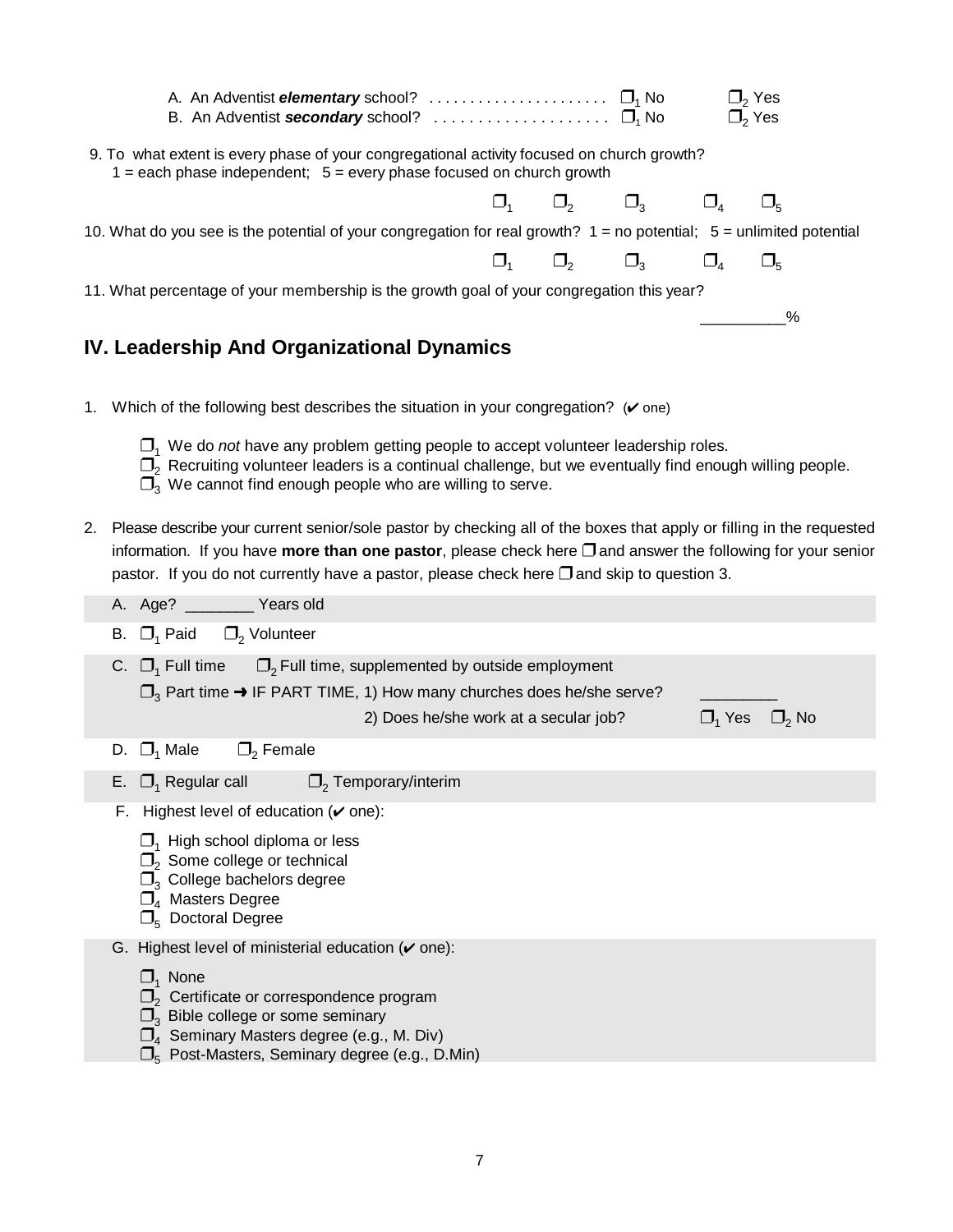A. An Adventist ***elementary*** school? ...................... ❐1 No ❐2 Yes
B. An Adventist ***secondary*** school? .................... ❐1 No ❐2 Yes

9. To what extent is every phase of your congregational activity focused on church growth?
1 = each phase independent; 5 = every phase focused on church growth

❐1 ❐2 ❐3 ❐4 ❐5

10. What do you see is the potential of your congregation for real growth? 1 = no potential; 5 = unlimited potential

❐1 ❐2 ❐3 ❐4 ❐5

11. What percentage of your membership is the growth goal of your congregation this year?

__________%

## IV. Leadership And Organizational Dynamics

1. Which of the following best describes the situation in your congregation? (✔ one)

   ❐1 We do *not* have any problem getting people to accept volunteer leadership roles.
   ❐2 Recruiting volunteer leaders is a continual challenge, but we eventually find enough willing people.
   ❐3 We cannot find enough people who are willing to serve.

2. Please describe your current senior/sole pastor by checking all of the boxes that apply or filling in the requested information. If you have **more than one pastor**, please check here ❐ and answer the following for your senior pastor. If you do not currently have a pastor, please check here ❐ and skip to question 3.

   A. Age? ________ Years old

   B. ❐1 Paid ❐2 Volunteer

   C. ❐1 Full time ❐2 Full time, supplemented by outside employment
   ❐3 Part time ➜ IF PART TIME, 1) How many churches does he/she serve? _________
   2) Does he/she work at a secular job? ❐1 Yes ❐2 No

   D. ❐1 Male ❐2 Female

   E. ❐1 Regular call ❐2 Temporary/interim

   F. Highest level of education (✔ one):

   ❐1 High school diploma or less
   ❐2 Some college or technical
   ❐3 College bachelors degree
   ❐4 Masters Degree
   ❐5 Doctoral Degree

   G. Highest level of ministerial education (✔ one):

   ❐1 None
   ❐2 Certificate or correspondence program
   ❐3 Bible college or some seminary
   ❐4 Seminary Masters degree (e.g., M. Div)
   ❐5 Post-Masters, Seminary degree (e.g., D.Min)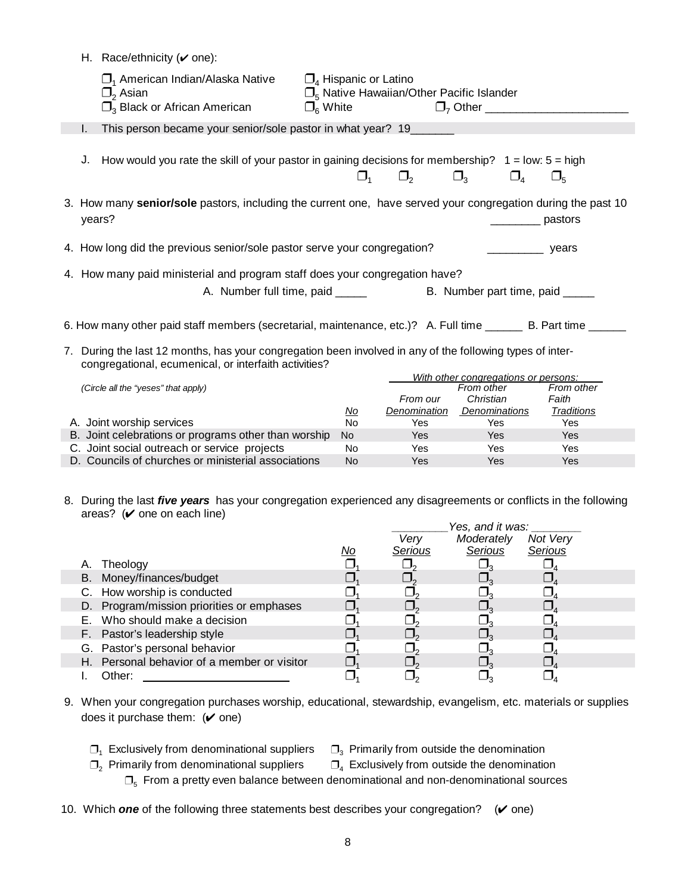H. Race/ethnicity (✔ one):

❒$_1$ American Indian/Alaska Native
❒$_2$ Asian
❒$_3$ Black or African American
❒$_4$ Hispanic or Latino
❒$_5$ Native Hawaiian/Other Pacific Islander
❒$_6$ White
❒$_7$ Other ______________________

I. This person became your senior/sole pastor in what year? 19_______

J. How would you rate the skill of your pastor in gaining decisions for membership? 1 = low: 5 = high

❒$_1$ ❒$_2$ ❒$_3$ ❒$_4$ ❒$_5$

3. How many **senior/sole** pastors, including the current one, have served your congregation during the past 10 years? ________ pastors

4. How long did the previous senior/sole pastor serve your congregation? _________ years

4. How many paid ministerial and program staff does your congregation have?

A. Number full time, paid _____ B. Number part time, paid _____

6. How many other paid staff members (secretarial, maintenance, etc.)? A. Full time ______ B. Part time ______

7. During the last 12 months, has your congregation been involved in any of the following types of inter-congregational, ecumenical, or interfaith activities?

| *(Circle all the "yeses" that apply)* | | *With other congregations or persons:* | | |
|---|---|---|---|---|
| | No | *From our Denomination* | *From other Christian Denominations* | *From other Faith Traditions* |
| A. Joint worship services | No | Yes | Yes | Yes |
| B. Joint celebrations or programs other than worship | No | Yes | Yes | Yes |
| C. Joint social outreach or service projects | No | Yes | Yes | Yes |
| D. Councils of churches or ministerial associations | No | Yes | Yes | Yes |

8. During the last ***five years*** has your congregation experienced any disagreements or conflicts in the following areas? (✔ one on each line)

| | | *Yes, and it was:* | | |
|---|---|---|---|---|
| | No | *Very Serious* | *Moderately Serious* | *Not Very Serious* |
| A. Theology | ❒$_1$ | ❒$_2$ | ❒$_3$ | ❒$_4$ |
| B. Money/finances/budget | ❒$_1$ | ❒$_2$ | ❒$_3$ | ❒$_4$ |
| C. How worship is conducted | ❒$_1$ | ❒$_2$ | ❒$_3$ | ❒$_4$ |
| D. Program/mission priorities or emphases | ❒$_1$ | ❒$_2$ | ❒$_3$ | ❒$_4$ |
| E. Who should make a decision | ❒$_1$ | ❒$_2$ | ❒$_3$ | ❒$_4$ |
| F. Pastor's leadership style | ❒$_1$ | ❒$_2$ | ❒$_3$ | ❒$_4$ |
| G. Pastor's personal behavior | ❒$_1$ | ❒$_2$ | ❒$_3$ | ❒$_4$ |
| H. Personal behavior of a member or visitor | ❒$_1$ | ❒$_2$ | ❒$_3$ | ❒$_4$ |
| I. Other: ____________________ | ❒$_1$ | ❒$_2$ | ❒$_3$ | ❒$_4$ |

9. When your congregation purchases worship, educational, stewardship, evangelism, etc. materials or supplies does it purchase them: (✔ one)

❒$_1$ Exclusively from denominational suppliers
❒$_2$ Primarily from denominational suppliers
❒$_3$ Primarily from outside the denomination
❒$_4$ Exclusively from outside the denomination
❒$_5$ From a pretty even balance between denominational and non-denominational sources

10. Which ***one*** of the following three statements best describes your congregation? (✔ one)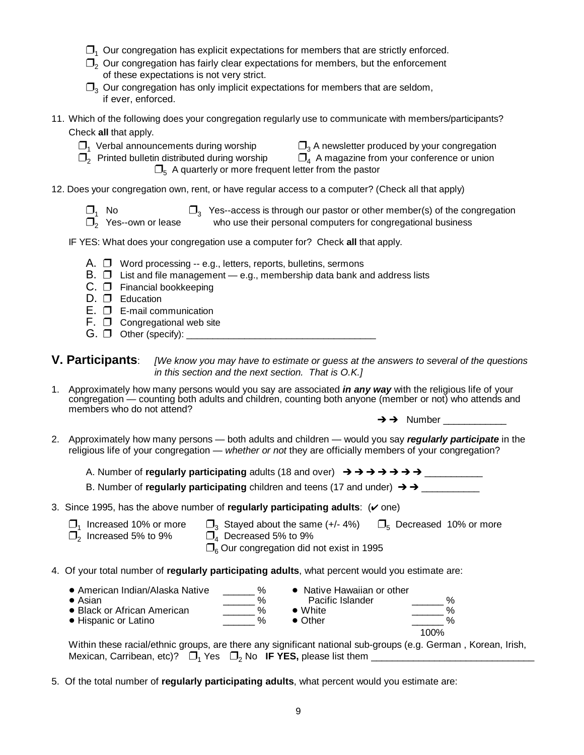- ❒[1] Our congregation has explicit expectations for members that are strictly enforced.
- ❒[2] Our congregation has fairly clear expectations for members, but the enforcement of these expectations is not very strict.
- ❒[3] Our congregation has only implicit expectations for members that are seldom, if ever, enforced.

11. Which of the following does your congregation regularly use to communicate with members/participants? Check **all** that apply.

- ❒[1] Verbal announcements during worship
- ❒[2] Printed bulletin distributed during worship
- ❒[3] A newsletter produced by your congregation
- ❒[4] A magazine from your conference or union
- ❒[5] A quarterly or more frequent letter from the pastor

12. Does your congregation own, rent, or have regular access to a computer? (Check all that apply)

- ❒[1] No
- ❒[2] Yes--own or lease
- ❒[3] Yes--access is through our pastor or other member(s) of the congregation who use their personal computers for congregational business

IF YES: What does your congregation use a computer for? Check **all** that apply.

- A. ❒ Word processing -- e.g., letters, reports, bulletins, sermons
- B. ❒ List and file management — e.g., membership data bank and address lists
- C. ❒ Financial bookkeeping
- D. ❒ Education
- E. ❒ E-mail communication
- F. ❒ Congregational web site
- G. ❒ Other (specify): ____________________________________

## V. Participants:

*[We know you may have to estimate or guess at the answers to several of the questions in this section and the next section. That is O.K.]*

1. Approximately how many persons would you say are associated ***in any way*** with the religious life of your congregation — counting both adults and children, counting both anyone (member or not) who attends and members who do not attend?

➔➔ Number ____________

2. Approximately how many persons — both adults and children — would you say ***regularly participate*** in the religious life of your congregation — *whether or not* they are officially members of your congregation?

A. Number of **regularly participating** adults (18 and over) ➔➔➔➔➔➔➔ ___________

B. Number of **regularly participating** children and teens (17 and under) ➔➔ ___________

3. Since 1995, has the above number of **regularly participating adults**: (✔ one)

- ❒[1] Increased 10% or more
- ❒[2] Increased 5% to 9%
- ❒[3] Stayed about the same (+/- 4%)
- ❒[4] Decreased 5% to 9%
- ❒[5] Decreased 10% or more
- ❒[6] Our congregation did not exist in 1995

4. Of your total number of **regularly participating adults**, what percent would you estimate are:

- American Indian/Alaska Native ______ %
- Asian ______ %
- Black or African American ______ %
- Hispanic or Latino ______ %
- Native Hawaiian or other Pacific Islander ______ %
- White ______ %
- Other ______ %

100%

Within these racial/ethnic groups, are there any significant national sub-groups (e.g. German , Korean, Irish, Mexican, Carribean, etc)? ❒[1] Yes ❒[2] No **IF YES,** please list them _______________________________

5. Of the total number of **regularly participating adults**, what percent would you estimate are: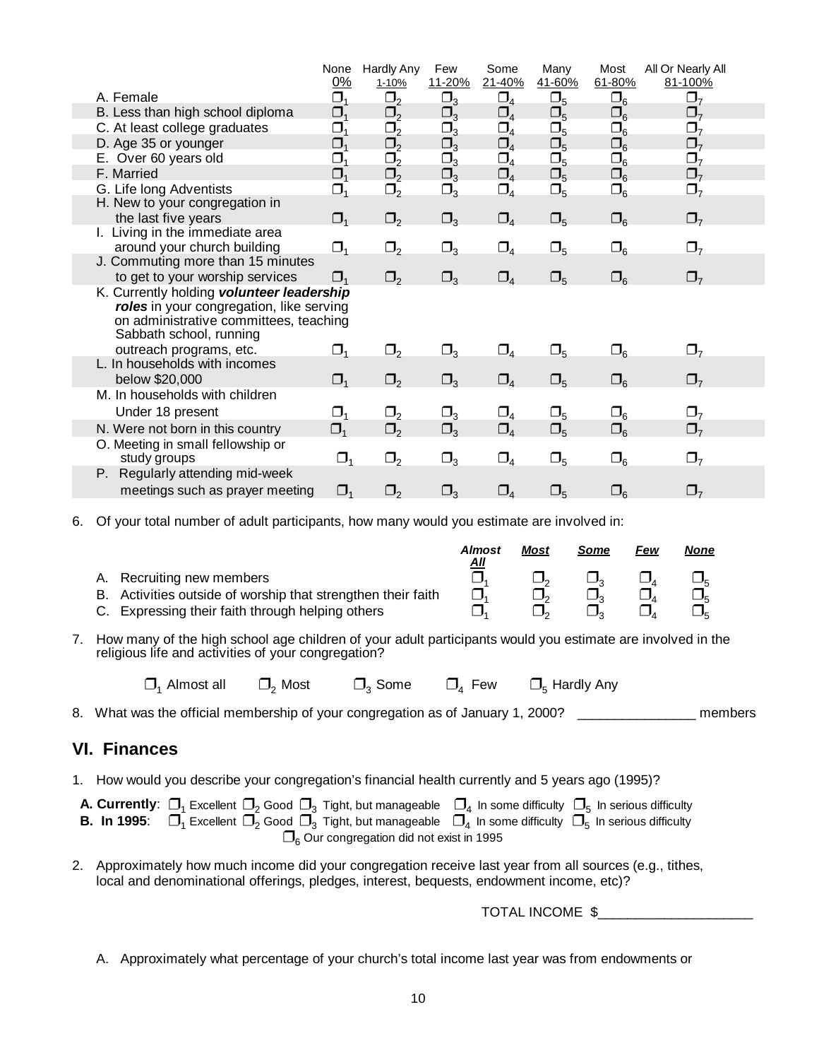| | None 0% | Hardly Any 1-10% | Few 11-20% | Some 21-40% | Many 41-60% | Most 61-80% | All Or Nearly All 81-100% |
|---|---|---|---|---|---|---|---|
| A. Female | ❒1 | ❒2 | ❒3 | ❒4 | ❒5 | ❒6 | ❒7 |
| B. Less than high school diploma | ❒1 | ❒2 | ❒3 | ❒4 | ❒5 | ❒6 | ❒7 |
| C. At least college graduates | ❒1 | ❒2 | ❒3 | ❒4 | ❒5 | ❒6 | ❒7 |
| D. Age 35 or younger | ❒1 | ❒2 | ❒3 | ❒4 | ❒5 | ❒6 | ❒7 |
| E. Over 60 years old | ❒1 | ❒2 | ❒3 | ❒4 | ❒5 | ❒6 | ❒7 |
| F. Married | ❒1 | ❒2 | ❒3 | ❒4 | ❒5 | ❒6 | ❒7 |
| G. Life long Adventists | ❒1 | ❒2 | ❒3 | ❒4 | ❒5 | ❒6 | ❒7 |
| H. New to your congregation in the last five years | ❒1 | ❒2 | ❒3 | ❒4 | ❒5 | ❒6 | ❒7 |
| I. Living in the immediate area around your church building | ❒1 | ❒2 | ❒3 | ❒4 | ❒5 | ❒6 | ❒7 |
| J. Commuting more than 15 minutes to get to your worship services | ❒1 | ❒2 | ❒3 | ❒4 | ❒5 | ❒6 | ❒7 |
| K. Currently holding ***volunteer leadership roles*** in your congregation, like serving on administrative committees, teaching Sabbath school, running outreach programs, etc. | ❒1 | ❒2 | ❒3 | ❒4 | ❒5 | ❒6 | ❒7 |
| L. In households with incomes below $20,000 | ❒1 | ❒2 | ❒3 | ❒4 | ❒5 | ❒6 | ❒7 |
| M. In households with children Under 18 present | ❒1 | ❒2 | ❒3 | ❒4 | ❒5 | ❒6 | ❒7 |
| N. Were not born in this country | ❒1 | ❒2 | ❒3 | ❒4 | ❒5 | ❒6 | ❒7 |
| O. Meeting in small fellowship or study groups | ❒1 | ❒2 | ❒3 | ❒4 | ❒5 | ❒6 | ❒7 |
| P. Regularly attending mid-week meetings such as prayer meeting | ❒1 | ❒2 | ❒3 | ❒4 | ❒5 | ❒6 | ❒7 |

6. Of your total number of adult participants, how many would you estimate are involved in:

| | ***Almost All*** | ***Most*** | ***Some*** | ***Few*** | ***None*** |
|---|---|---|---|---|---|
| A. Recruiting new members | ❒1 | ❒2 | ❒3 | ❒4 | ❒5 |
| B. Activities outside of worship that strengthen their faith | ❒1 | ❒2 | ❒3 | ❒4 | ❒5 |
| C. Expressing their faith through helping others | ❒1 | ❒2 | ❒3 | ❒4 | ❒5 |

7. How many of the high school age children of your adult participants would you estimate are involved in the religious life and activities of your congregation?

   ❒1 Almost all   ❒2 Most   ❒3 Some   ❒4 Few   ❒5 Hardly Any

8. What was the official membership of your congregation as of January 1, 2000? _______________ members

## VI. Finances

1. How would you describe your congregation's financial health currently and 5 years ago (1995)?

   **A. Currently**: ❒1 Excellent ❒2 Good ❒3 Tight, but manageable ❒4 In some difficulty ❒5 In serious difficulty
   
   **B. In 1995**: ❒1 Excellent ❒2 Good ❒3 Tight, but manageable ❒4 In some difficulty ❒5 In serious difficulty
   ❒6 Our congregation did not exist in 1995

2. Approximately how much income did your congregation receive last year from all sources (e.g., tithes, local and denominational offerings, pledges, interest, bequests, endowment income, etc)?

   TOTAL INCOME $____________________

   A. Approximately what percentage of your church's total income last year was from endowments or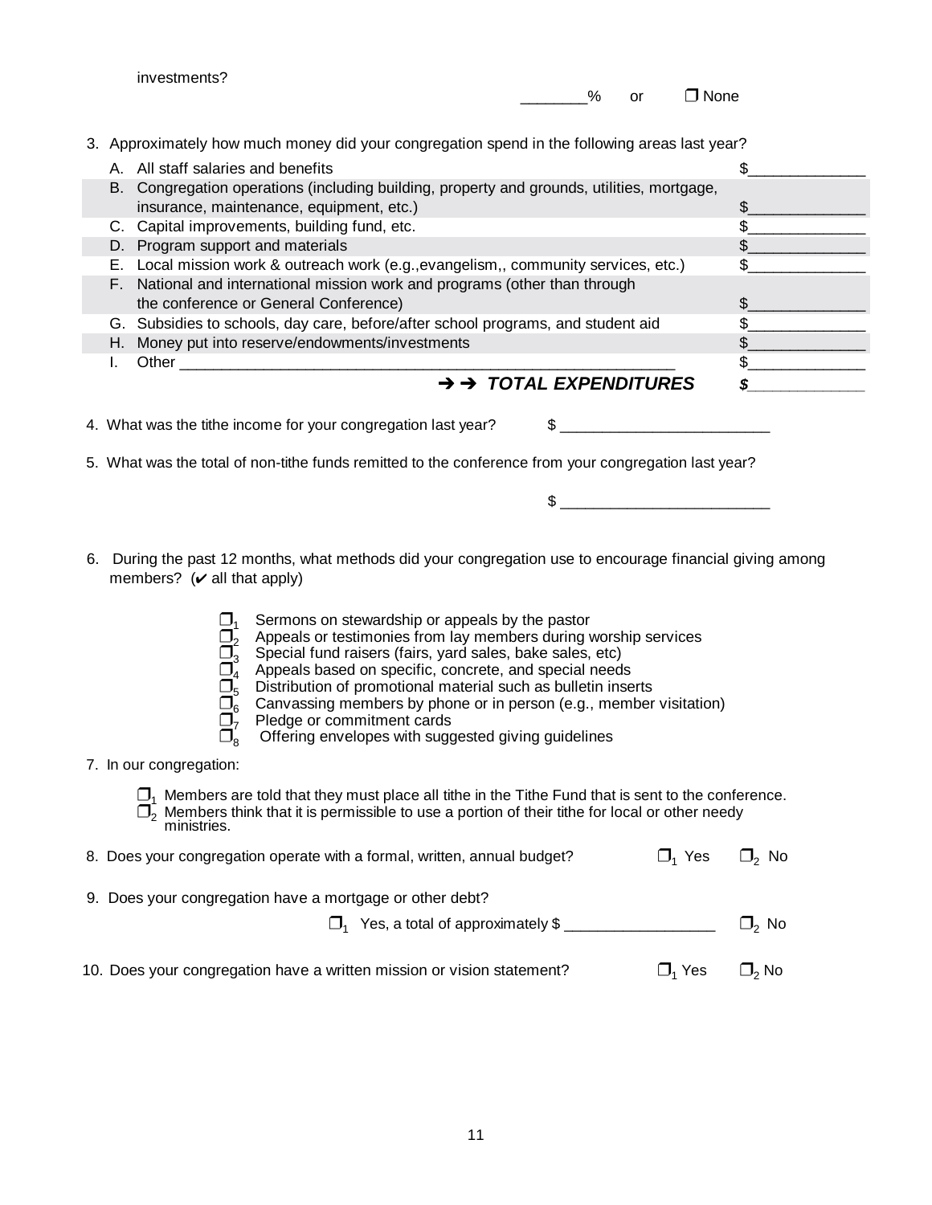investments?

_______% or ❒ None

3. Approximately how much money did your congregation spend in the following areas last year?

| | | |
|---|---|---|
| A. | All staff salaries and benefits | $______________ |
| B. | Congregation operations (including building, property and grounds, utilities, mortgage, insurance, maintenance, equipment, etc.) | $______________ |
| C. | Capital improvements, building fund, etc. | $______________ |
| D. | Program support and materials | $______________ |
| E. | Local mission work & outreach work (e.g.,evangelism,, community services, etc.) | $______________ |
| F. | National and international mission work and programs (other than through the conference or General Conference) | $______________ |
| G. | Subsidies to schools, day care, before/after school programs, and student aid | $______________ |
| H. | Money put into reserve/endowments/investments | $______________ |
| I. | Other ________________________________________________________ | $______________ |
| | ➔ ➔ ***TOTAL EXPENDITURES*** | ***$______________*** |

4. What was the tithe income for your congregation last year? $ _________________________

5. What was the total of non-tithe funds remitted to the conference from your congregation last year?

$ _________________________

6. During the past 12 months, what methods did your congregation use to encourage financial giving among members? (✔ all that apply)

- ❒1 Sermons on stewardship or appeals by the pastor
- ❒2 Appeals or testimonies from lay members during worship services
- ❒3 Special fund raisers (fairs, yard sales, bake sales, etc)
- ❒4 Appeals based on specific, concrete, and special needs
- ❒5 Distribution of promotional material such as bulletin inserts
- ❒6 Canvassing members by phone or in person (e.g., member visitation)
- ❒7 Pledge or commitment cards
- ❒8 Offering envelopes with suggested giving guidelines

7. In our congregation:

- ❒1 Members are told that they must place all tithe in the Tithe Fund that is sent to the conference.
- ❒2 Members think that it is permissible to use a portion of their tithe for local or other needy ministries.

8. Does your congregation operate with a formal, written, annual budget? ❒1 Yes ❒2 No

9. Does your congregation have a mortgage or other debt?

❒1 Yes, a total of approximately $ __________________ ❒2 No

10. Does your congregation have a written mission or vision statement? ❒1 Yes ❒2 No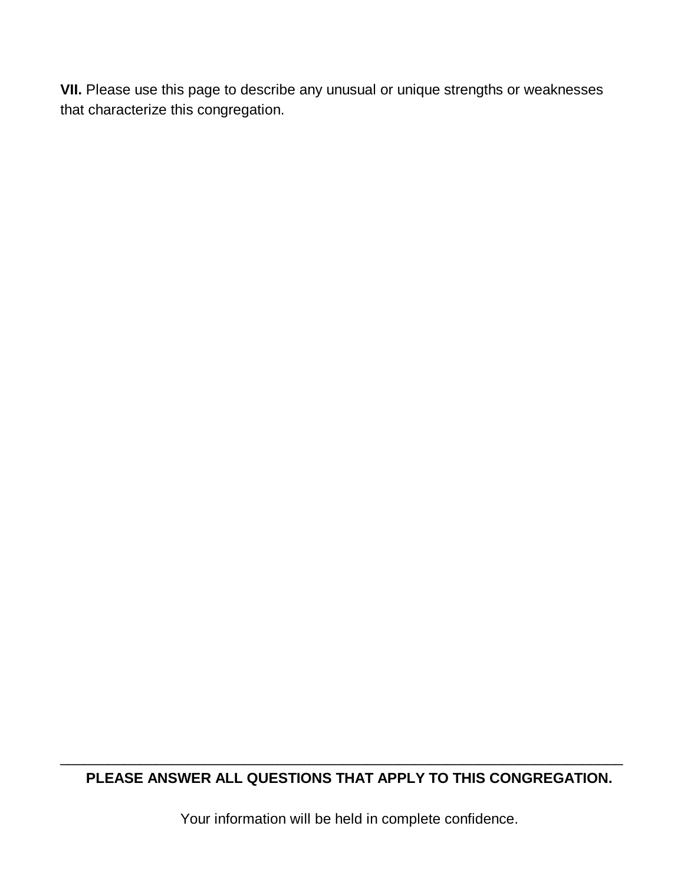**VII.** Please use this page to describe any unusual or unique strengths or weaknesses that characterize this congregation.

---

**PLEASE ANSWER ALL QUESTIONS THAT APPLY TO THIS CONGREGATION.**

Your information will be held in complete confidence.